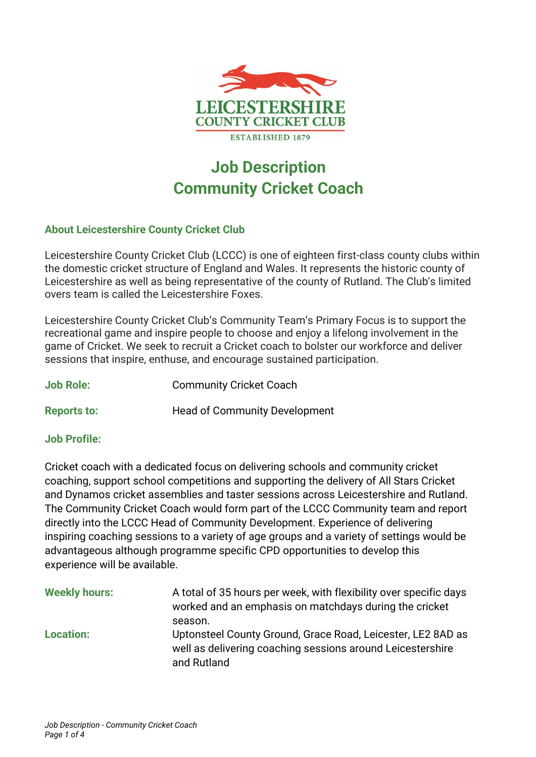LEICESTERSHIRE
COUNTY CRICKET CLUB
ESTABLISHED 1879

# Job Description
# Community Cricket Coach

## About Leicestershire County Cricket Club

Leicestershire County Cricket Club (LCCC) is one of eighteen first-class county clubs within the domestic cricket structure of England and Wales. It represents the historic county of Leicestershire as well as being representative of the county of Rutland. The Club's limited overs team is called the Leicestershire Foxes.

Leicestershire County Cricket Club's Community Team's Primary Focus is to support the recreational game and inspire people to choose and enjoy a lifelong involvement in the game of Cricket. We seek to recruit a Cricket coach to bolster our workforce and deliver sessions that inspire, enthuse, and encourage sustained participation.

**Job Role:** Community Cricket Coach

**Reports to:** Head of Community Development

**Job Profile:**

Cricket coach with a dedicated focus on delivering schools and community cricket coaching, support school competitions and supporting the delivery of All Stars Cricket and Dynamos cricket assemblies and taster sessions across Leicestershire and Rutland. The Community Cricket Coach would form part of the LCCC Community team and report directly into the LCCC Head of Community Development. Experience of delivering inspiring coaching sessions to a variety of age groups and a variety of settings would be advantageous although programme specific CPD opportunities to develop this experience will be available.

**Weekly hours:** A total of 35 hours per week, with flexibility over specific days worked and an emphasis on matchdays during the cricket season.

**Location:** Uptonsteel County Ground, Grace Road, Leicester, LE2 8AD as well as delivering coaching sessions around Leicestershire and Rutland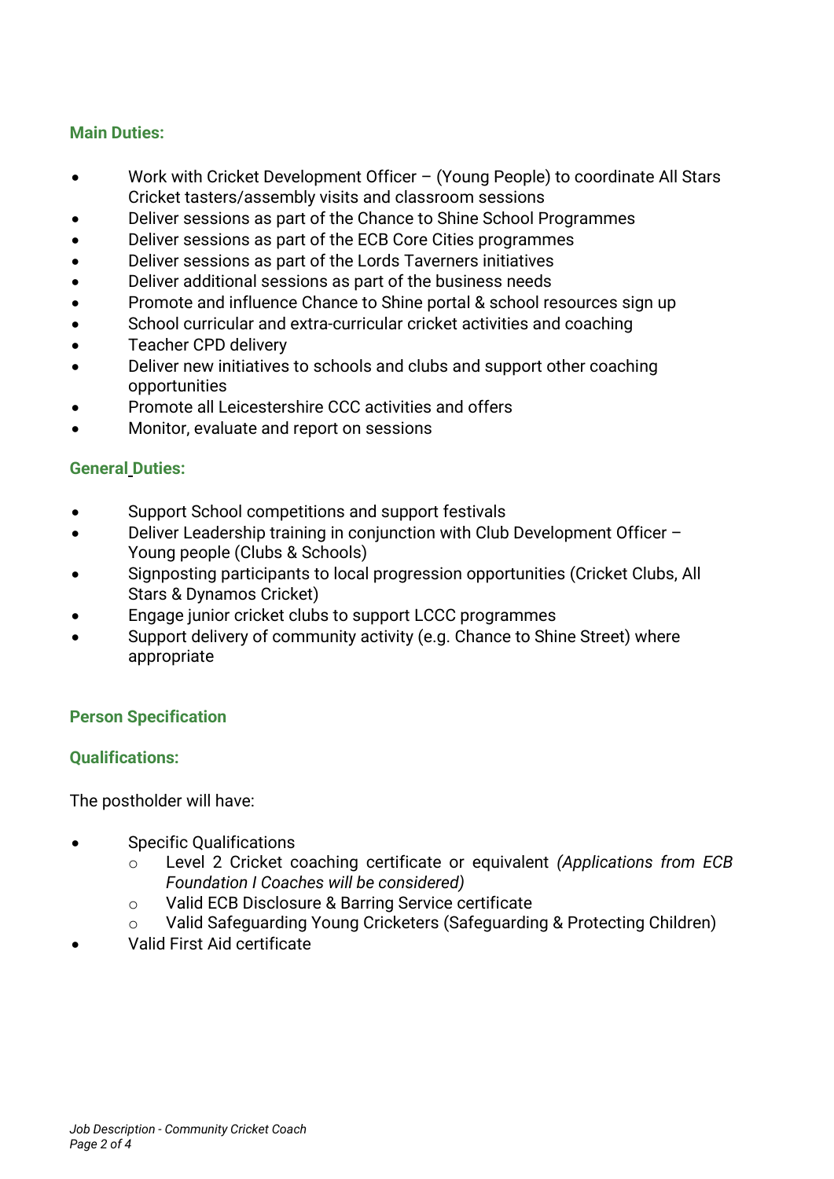## Main Duties:

- Work with Cricket Development Officer – (Young People) to coordinate All Stars Cricket tasters/assembly visits and classroom sessions
- Deliver sessions as part of the Chance to Shine School Programmes
- Deliver sessions as part of the ECB Core Cities programmes
- Deliver sessions as part of the Lords Taverners initiatives
- Deliver additional sessions as part of the business needs
- Promote and influence Chance to Shine portal & school resources sign up
- School curricular and extra-curricular cricket activities and coaching
- Teacher CPD delivery
- Deliver new initiatives to schools and clubs and support other coaching opportunities
- Promote all Leicestershire CCC activities and offers
- Monitor, evaluate and report on sessions

## General Duties:

- Support School competitions and support festivals
- Deliver Leadership training in conjunction with Club Development Officer – Young people (Clubs & Schools)
- Signposting participants to local progression opportunities (Cricket Clubs, All Stars & Dynamos Cricket)
- Engage junior cricket clubs to support LCCC programmes
- Support delivery of community activity (e.g. Chance to Shine Street) where appropriate

## Person Specification

### Qualifications:

The postholder will have:

- Specific Qualifications
  - Level 2 Cricket coaching certificate or equivalent *(Applications from ECB Foundation I Coaches will be considered)*
  - Valid ECB Disclosure & Barring Service certificate
  - Valid Safeguarding Young Cricketers (Safeguarding & Protecting Children)
- Valid First Aid certificate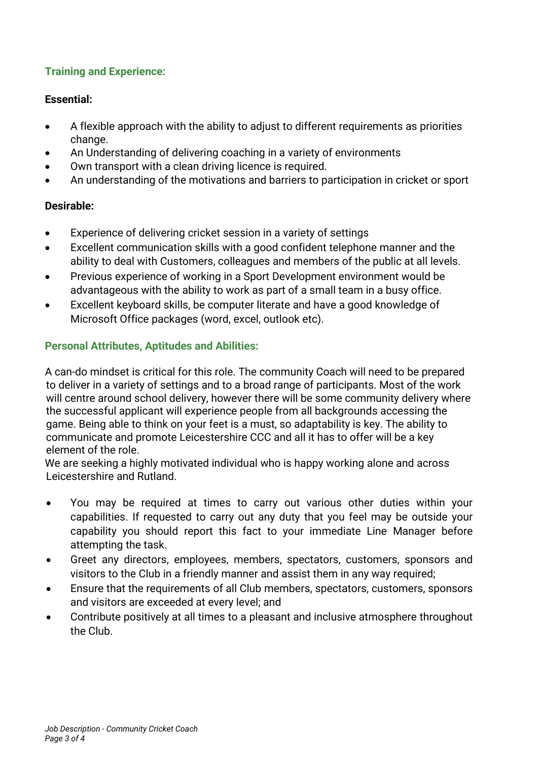## Training and Experience:

**Essential:**

- A flexible approach with the ability to adjust to different requirements as priorities change.
- An Understanding of delivering coaching in a variety of environments
- Own transport with a clean driving licence is required.
- An understanding of the motivations and barriers to participation in cricket or sport

**Desirable:**

- Experience of delivering cricket session in a variety of settings
- Excellent communication skills with a good confident telephone manner and the ability to deal with Customers, colleagues and members of the public at all levels.
- Previous experience of working in a Sport Development environment would be advantageous with the ability to work as part of a small team in a busy office.
- Excellent keyboard skills, be computer literate and have a good knowledge of Microsoft Office packages (word, excel, outlook etc).

## Personal Attributes, Aptitudes and Abilities:

A can-do mindset is critical for this role. The community Coach will need to be prepared to deliver in a variety of settings and to a broad range of participants. Most of the work will centre around school delivery, however there will be some community delivery where the successful applicant will experience people from all backgrounds accessing the game. Being able to think on your feet is a must, so adaptability is key. The ability to communicate and promote Leicestershire CCC and all it has to offer will be a key element of the role.
We are seeking a highly motivated individual who is happy working alone and across Leicestershire and Rutland.

- You may be required at times to carry out various other duties within your capabilities. If requested to carry out any duty that you feel may be outside your capability you should report this fact to your immediate Line Manager before attempting the task.
- Greet any directors, employees, members, spectators, customers, sponsors and visitors to the Club in a friendly manner and assist them in any way required;
- Ensure that the requirements of all Club members, spectators, customers, sponsors and visitors are exceeded at every level; and
- Contribute positively at all times to a pleasant and inclusive atmosphere throughout the Club.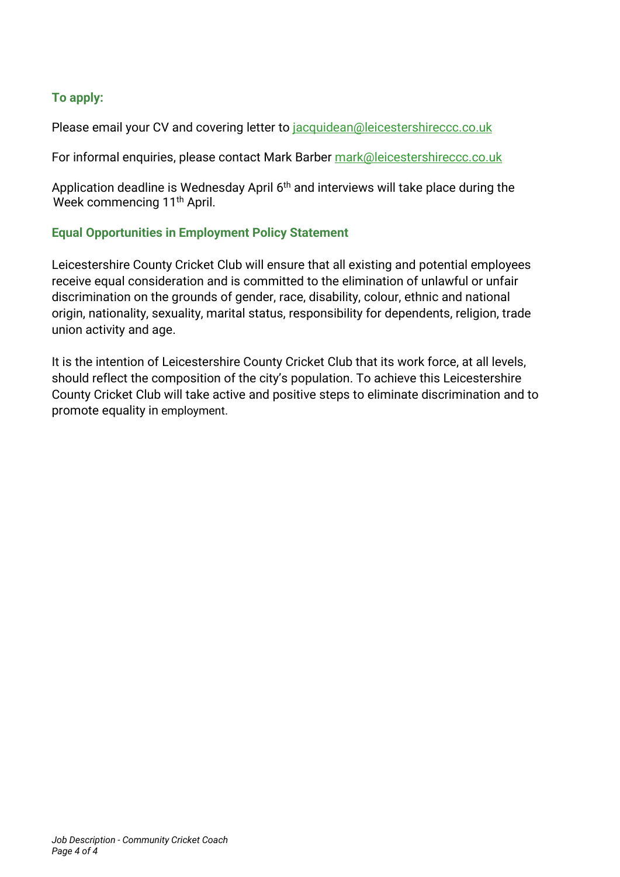**To apply:**

Please email your CV and covering letter to jacquidean@leicestershireccc.co.uk

For informal enquiries, please contact Mark Barber mark@leicestershireccc.co.uk

Application deadline is Wednesday April 6th and interviews will take place during the Week commencing 11th April.

**Equal Opportunities in Employment Policy Statement**

Leicestershire County Cricket Club will ensure that all existing and potential employees receive equal consideration and is committed to the elimination of unlawful or unfair discrimination on the grounds of gender, race, disability, colour, ethnic and national origin, nationality, sexuality, marital status, responsibility for dependents, religion, trade union activity and age.

It is the intention of Leicestershire County Cricket Club that its work force, at all levels, should reflect the composition of the city's population. To achieve this Leicestershire County Cricket Club will take active and positive steps to eliminate discrimination and to promote equality in employment.